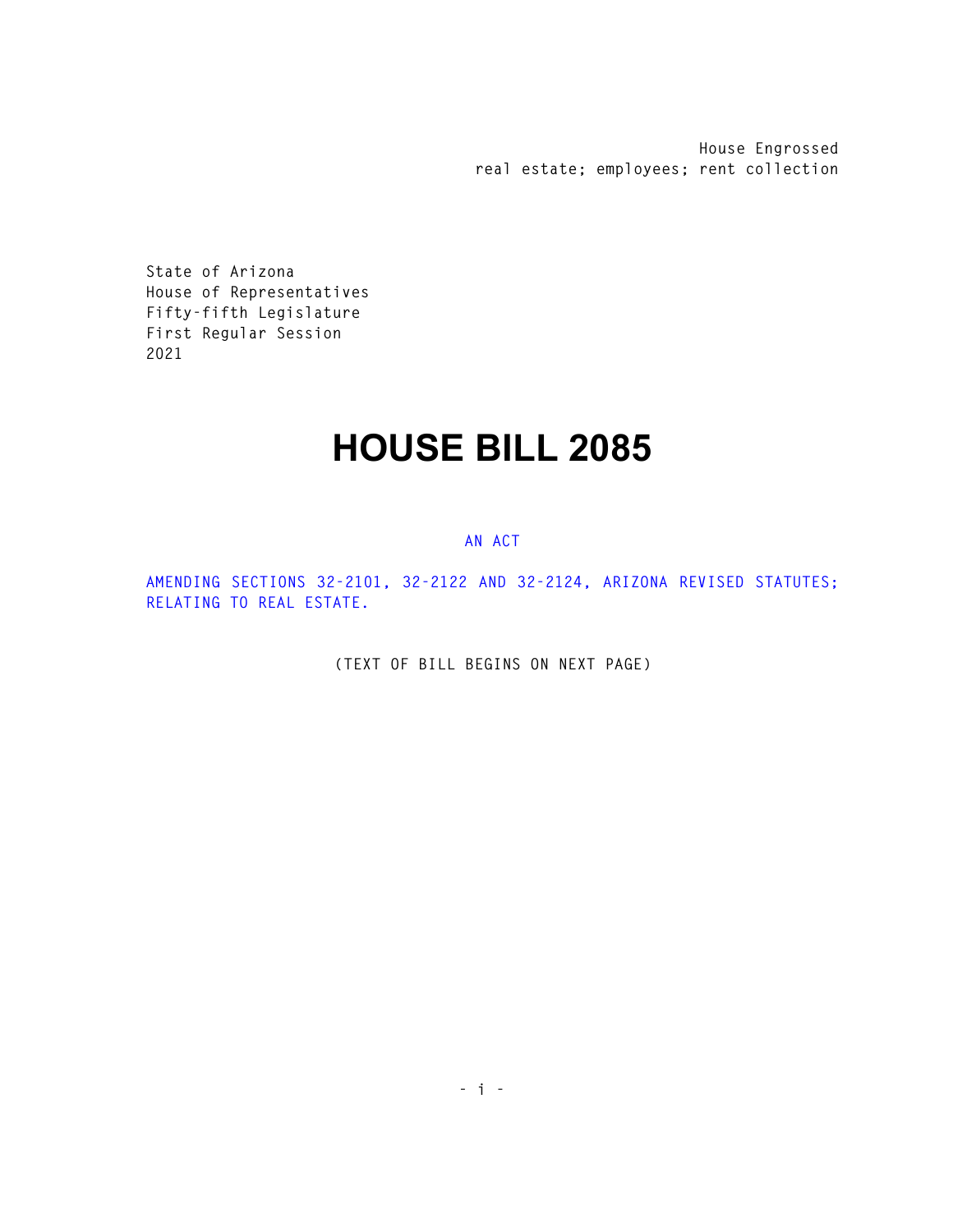House Engrossed
real estate; employees; rent collection

State of Arizona
House of Representatives
Fifty-fifth Legislature
First Regular Session
2021

# HOUSE BILL 2085

AN ACT

AMENDING SECTIONS 32-2101, 32-2122 AND 32-2124, ARIZONA REVISED STATUTES; RELATING TO REAL ESTATE.

(TEXT OF BILL BEGINS ON NEXT PAGE)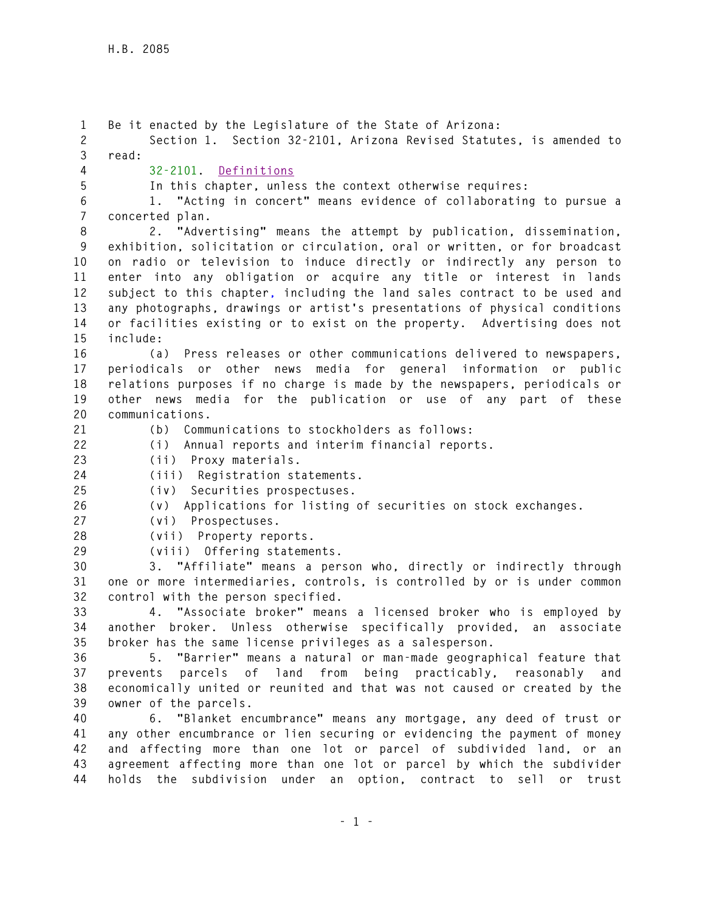Be it enacted by the Legislature of the State of Arizona:

Section 1. Section 32-2101, Arizona Revised Statutes, is amended to read:

32-2101. Definitions

In this chapter, unless the context otherwise requires:

1. "Acting in concert" means evidence of collaborating to pursue a concerted plan.

2. "Advertising" means the attempt by publication, dissemination, exhibition, solicitation or circulation, oral or written, or for broadcast on radio or television to induce directly or indirectly any person to enter into any obligation or acquire any title or interest in lands subject to this chapter, including the land sales contract to be used and any photographs, drawings or artist's presentations of physical conditions or facilities existing or to exist on the property. Advertising does not include:

(a) Press releases or other communications delivered to newspapers, periodicals or other news media for general information or public relations purposes if no charge is made by the newspapers, periodicals or other news media for the publication or use of any part of these communications.

(b) Communications to stockholders as follows:

(i) Annual reports and interim financial reports.

(ii) Proxy materials.

(iii) Registration statements.

(iv) Securities prospectuses.

(v) Applications for listing of securities on stock exchanges.

(vi) Prospectuses.

(vii) Property reports.

(viii) Offering statements.

3. "Affiliate" means a person who, directly or indirectly through one or more intermediaries, controls, is controlled by or is under common control with the person specified.

4. "Associate broker" means a licensed broker who is employed by another broker. Unless otherwise specifically provided, an associate broker has the same license privileges as a salesperson.

5. "Barrier" means a natural or man-made geographical feature that prevents parcels of land from being practicably, reasonably and economically united or reunited and that was not caused or created by the owner of the parcels.

6. "Blanket encumbrance" means any mortgage, any deed of trust or any other encumbrance or lien securing or evidencing the payment of money and affecting more than one lot or parcel of subdivided land, or an agreement affecting more than one lot or parcel by which the subdivider holds the subdivision under an option, contract to sell or trust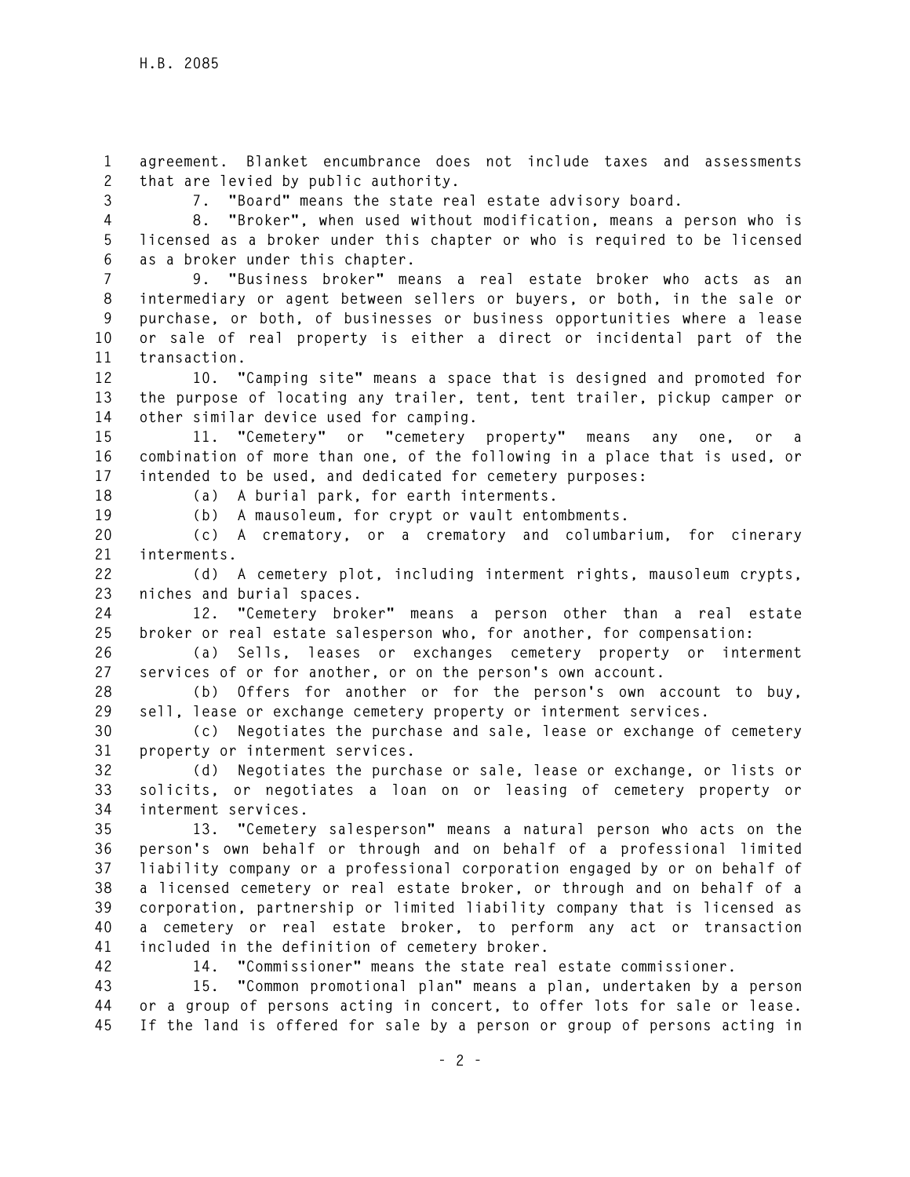agreement. Blanket encumbrance does not include taxes and assessments that are levied by public authority.

7. "Board" means the state real estate advisory board.

8. "Broker", when used without modification, means a person who is licensed as a broker under this chapter or who is required to be licensed as a broker under this chapter.

9. "Business broker" means a real estate broker who acts as an intermediary or agent between sellers or buyers, or both, in the sale or purchase, or both, of businesses or business opportunities where a lease or sale of real property is either a direct or incidental part of the transaction.

10. "Camping site" means a space that is designed and promoted for the purpose of locating any trailer, tent, tent trailer, pickup camper or other similar device used for camping.

11. "Cemetery" or "cemetery property" means any one, or a combination of more than one, of the following in a place that is used, or intended to be used, and dedicated for cemetery purposes:

(a) A burial park, for earth interments.

(b) A mausoleum, for crypt or vault entombments.

(c) A crematory, or a crematory and columbarium, for cinerary interments.

(d) A cemetery plot, including interment rights, mausoleum crypts, niches and burial spaces.

12. "Cemetery broker" means a person other than a real estate broker or real estate salesperson who, for another, for compensation:

(a) Sells, leases or exchanges cemetery property or interment services of or for another, or on the person's own account.

(b) Offers for another or for the person's own account to buy, sell, lease or exchange cemetery property or interment services.

(c) Negotiates the purchase and sale, lease or exchange of cemetery property or interment services.

(d) Negotiates the purchase or sale, lease or exchange, or lists or solicits, or negotiates a loan on or leasing of cemetery property or interment services.

13. "Cemetery salesperson" means a natural person who acts on the person's own behalf or through and on behalf of a professional limited liability company or a professional corporation engaged by or on behalf of a licensed cemetery or real estate broker, or through and on behalf of a corporation, partnership or limited liability company that is licensed as a cemetery or real estate broker, to perform any act or transaction included in the definition of cemetery broker.

14. "Commissioner" means the state real estate commissioner.

15. "Common promotional plan" means a plan, undertaken by a person or a group of persons acting in concert, to offer lots for sale or lease. If the land is offered for sale by a person or group of persons acting in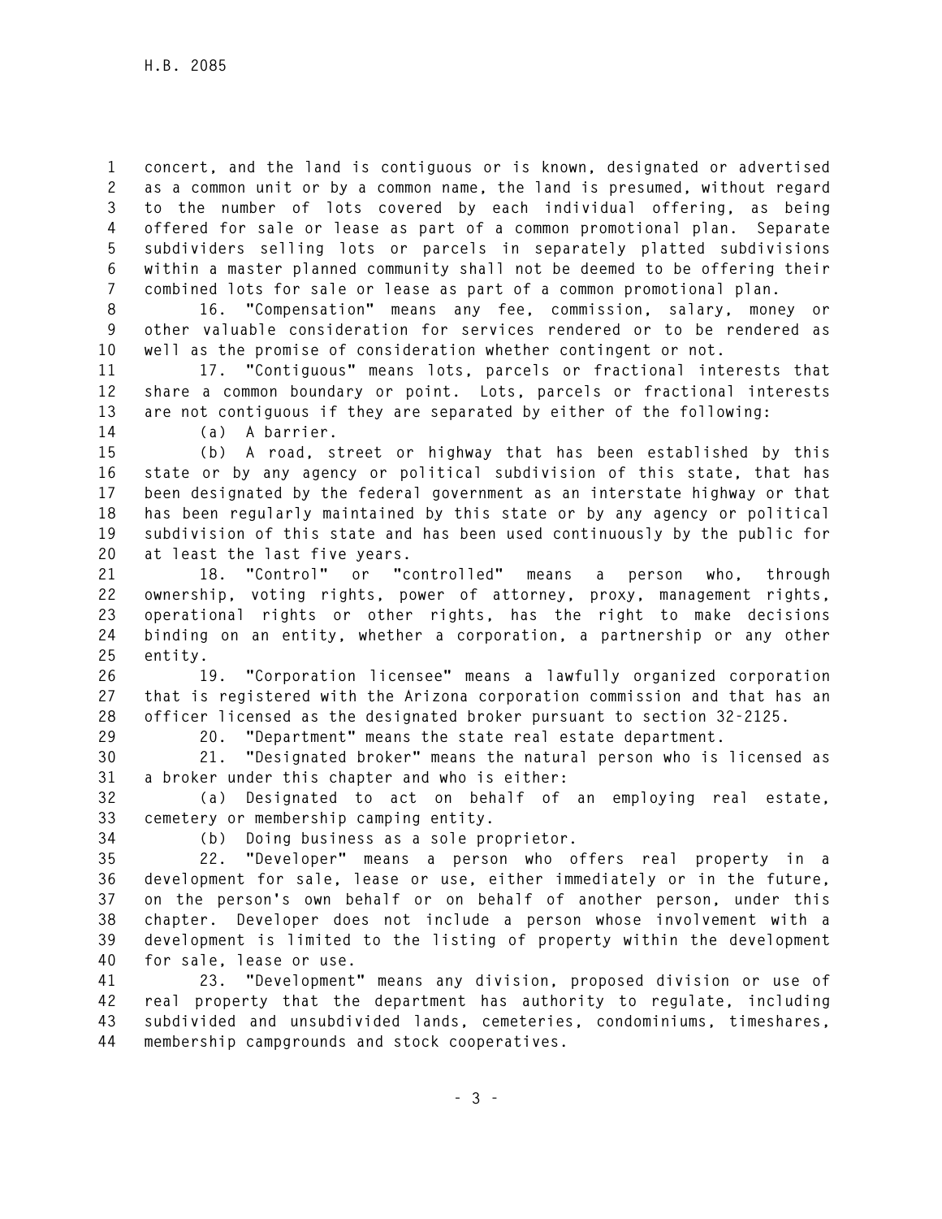concert, and the land is contiguous or is known, designated or advertised as a common unit or by a common name, the land is presumed, without regard to the number of lots covered by each individual offering, as being offered for sale or lease as part of a common promotional plan. Separate subdividers selling lots or parcels in separately platted subdivisions within a master planned community shall not be deemed to be offering their combined lots for sale or lease as part of a common promotional plan.

16. "Compensation" means any fee, commission, salary, money or other valuable consideration for services rendered or to be rendered as well as the promise of consideration whether contingent or not.

17. "Contiguous" means lots, parcels or fractional interests that share a common boundary or point. Lots, parcels or fractional interests are not contiguous if they are separated by either of the following:

(a) A barrier.

(b) A road, street or highway that has been established by this state or by any agency or political subdivision of this state, that has been designated by the federal government as an interstate highway or that has been regularly maintained by this state or by any agency or political subdivision of this state and has been used continuously by the public for at least the last five years.

18. "Control" or "controlled" means a person who, through ownership, voting rights, power of attorney, proxy, management rights, operational rights or other rights, has the right to make decisions binding on an entity, whether a corporation, a partnership or any other entity.

19. "Corporation licensee" means a lawfully organized corporation that is registered with the Arizona corporation commission and that has an officer licensed as the designated broker pursuant to section 32-2125.

20. "Department" means the state real estate department.

21. "Designated broker" means the natural person who is licensed as a broker under this chapter and who is either:

(a) Designated to act on behalf of an employing real estate, cemetery or membership camping entity.

(b) Doing business as a sole proprietor.

22. "Developer" means a person who offers real property in a development for sale, lease or use, either immediately or in the future, on the person's own behalf or on behalf of another person, under this chapter. Developer does not include a person whose involvement with a development is limited to the listing of property within the development for sale, lease or use.

23. "Development" means any division, proposed division or use of real property that the department has authority to regulate, including subdivided and unsubdivided lands, cemeteries, condominiums, timeshares, membership campgrounds and stock cooperatives.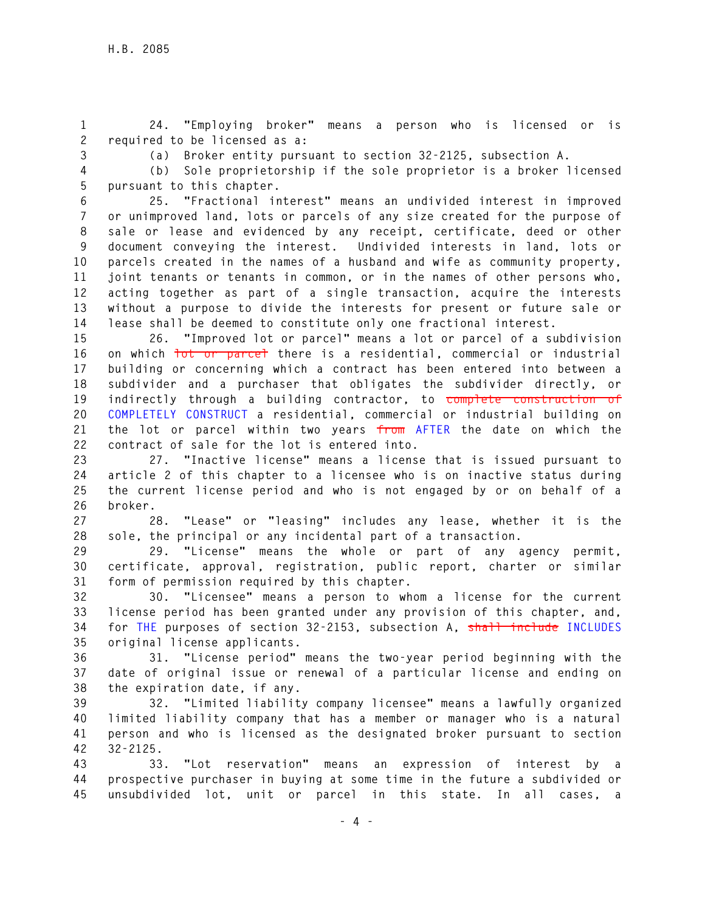24. "Employing broker" means a person who is licensed or is required to be licensed as a:

(a) Broker entity pursuant to section 32-2125, subsection A.

(b) Sole proprietorship if the sole proprietor is a broker licensed pursuant to this chapter.

25. "Fractional interest" means an undivided interest in improved or unimproved land, lots or parcels of any size created for the purpose of sale or lease and evidenced by any receipt, certificate, deed or other document conveying the interest. Undivided interests in land, lots or parcels created in the names of a husband and wife as community property, joint tenants or tenants in common, or in the names of other persons who, acting together as part of a single transaction, acquire the interests without a purpose to divide the interests for present or future sale or lease shall be deemed to constitute only one fractional interest.

26. "Improved lot or parcel" means a lot or parcel of a subdivision on which ~~lot or parcel~~ there is a residential, commercial or industrial building or concerning which a contract has been entered into between a subdivider and a purchaser that obligates the subdivider directly, or indirectly through a building contractor, to ~~complete construction of~~ COMPLETELY CONSTRUCT a residential, commercial or industrial building on the lot or parcel within two years ~~from~~ AFTER the date on which the contract of sale for the lot is entered into.

27. "Inactive license" means a license that is issued pursuant to article 2 of this chapter to a licensee who is on inactive status during the current license period and who is not engaged by or on behalf of a broker.

28. "Lease" or "leasing" includes any lease, whether it is the sole, the principal or any incidental part of a transaction.

29. "License" means the whole or part of any agency permit, certificate, approval, registration, public report, charter or similar form of permission required by this chapter.

30. "Licensee" means a person to whom a license for the current license period has been granted under any provision of this chapter, and, for THE purposes of section 32-2153, subsection A, ~~shall include~~ INCLUDES original license applicants.

31. "License period" means the two-year period beginning with the date of original issue or renewal of a particular license and ending on the expiration date, if any.

32. "Limited liability company licensee" means a lawfully organized limited liability company that has a member or manager who is a natural person and who is licensed as the designated broker pursuant to section 32-2125.

33. "Lot reservation" means an expression of interest by a prospective purchaser in buying at some time in the future a subdivided or unsubdivided lot, unit or parcel in this state. In all cases, a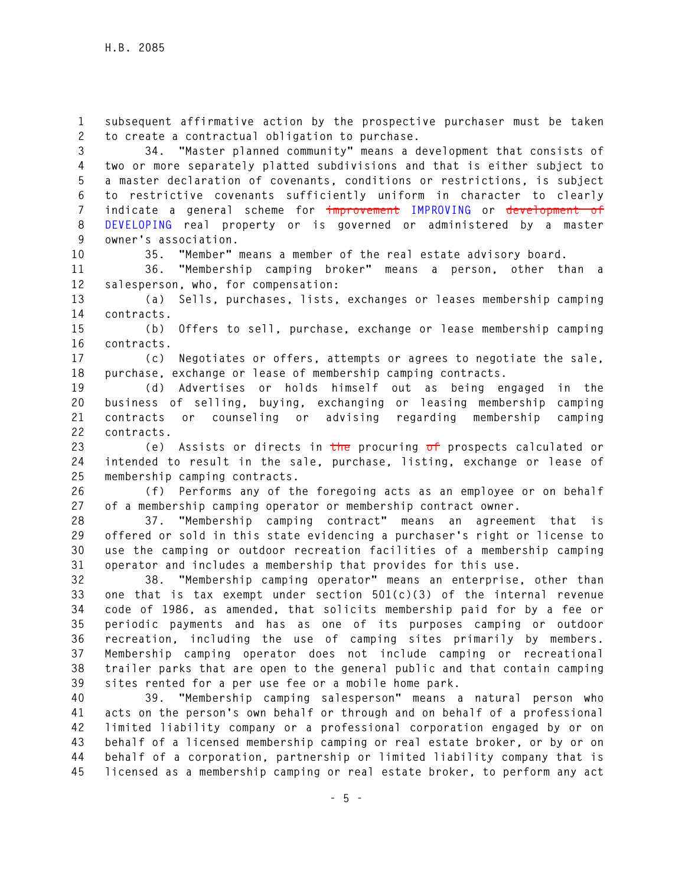subsequent affirmative action by the prospective purchaser must be taken to create a contractual obligation to purchase.

34. "Master planned community" means a development that consists of two or more separately platted subdivisions and that is either subject to a master declaration of covenants, conditions or restrictions, is subject to restrictive covenants sufficiently uniform in character to clearly indicate a general scheme for ~~improvement~~ IMPROVING or ~~development of~~ DEVELOPING real property or is governed or administered by a master owner's association.

35. "Member" means a member of the real estate advisory board.

36. "Membership camping broker" means a person, other than a salesperson, who, for compensation:

(a) Sells, purchases, lists, exchanges or leases membership camping contracts.

(b) Offers to sell, purchase, exchange or lease membership camping contracts.

(c) Negotiates or offers, attempts or agrees to negotiate the sale, purchase, exchange or lease of membership camping contracts.

(d) Advertises or holds himself out as being engaged in the business of selling, buying, exchanging or leasing membership camping contracts or counseling or advising regarding membership camping contracts.

(e) Assists or directs in ~~the~~ procuring ~~of~~ prospects calculated or intended to result in the sale, purchase, listing, exchange or lease of membership camping contracts.

(f) Performs any of the foregoing acts as an employee or on behalf of a membership camping operator or membership contract owner.

37. "Membership camping contract" means an agreement that is offered or sold in this state evidencing a purchaser's right or license to use the camping or outdoor recreation facilities of a membership camping operator and includes a membership that provides for this use.

38. "Membership camping operator" means an enterprise, other than one that is tax exempt under section 501(c)(3) of the internal revenue code of 1986, as amended, that solicits membership paid for by a fee or periodic payments and has as one of its purposes camping or outdoor recreation, including the use of camping sites primarily by members. Membership camping operator does not include camping or recreational trailer parks that are open to the general public and that contain camping sites rented for a per use fee or a mobile home park.

39. "Membership camping salesperson" means a natural person who acts on the person's own behalf or through and on behalf of a professional limited liability company or a professional corporation engaged by or on behalf of a licensed membership camping or real estate broker, or by or on behalf of a corporation, partnership or limited liability company that is licensed as a membership camping or real estate broker, to perform any act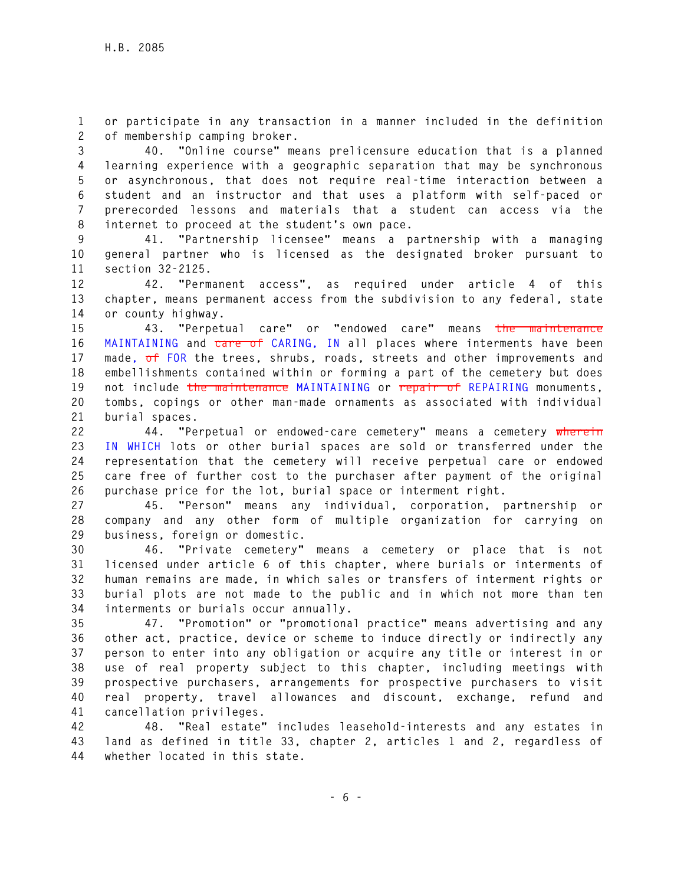or participate in any transaction in a manner included in the definition of membership camping broker.

40. "Online course" means prelicensure education that is a planned learning experience with a geographic separation that may be synchronous or asynchronous, that does not require real-time interaction between a student and an instructor and that uses a platform with self-paced or prerecorded lessons and materials that a student can access via the internet to proceed at the student's own pace.

41. "Partnership licensee" means a partnership with a managing general partner who is licensed as the designated broker pursuant to section 32-2125.

42. "Permanent access", as required under article 4 of this chapter, means permanent access from the subdivision to any federal, state or county highway.

43. "Perpetual care" or "endowed care" means ~~the maintenance~~ MAINTAINING and ~~care of~~ CARING, IN all places where interments have been made, ~~of~~ FOR the trees, shrubs, roads, streets and other improvements and embellishments contained within or forming a part of the cemetery but does not include ~~the maintenance~~ MAINTAINING or ~~repair of~~ REPAIRING monuments, tombs, copings or other man-made ornaments as associated with individual burial spaces.

44. "Perpetual or endowed-care cemetery" means a cemetery ~~wherein~~ IN WHICH lots or other burial spaces are sold or transferred under the representation that the cemetery will receive perpetual care or endowed care free of further cost to the purchaser after payment of the original purchase price for the lot, burial space or interment right.

45. "Person" means any individual, corporation, partnership or company and any other form of multiple organization for carrying on business, foreign or domestic.

46. "Private cemetery" means a cemetery or place that is not licensed under article 6 of this chapter, where burials or interments of human remains are made, in which sales or transfers of interment rights or burial plots are not made to the public and in which not more than ten interments or burials occur annually.

47. "Promotion" or "promotional practice" means advertising and any other act, practice, device or scheme to induce directly or indirectly any person to enter into any obligation or acquire any title or interest in or use of real property subject to this chapter, including meetings with prospective purchasers, arrangements for prospective purchasers to visit real property, travel allowances and discount, exchange, refund and cancellation privileges.

48. "Real estate" includes leasehold-interests and any estates in land as defined in title 33, chapter 2, articles 1 and 2, regardless of whether located in this state.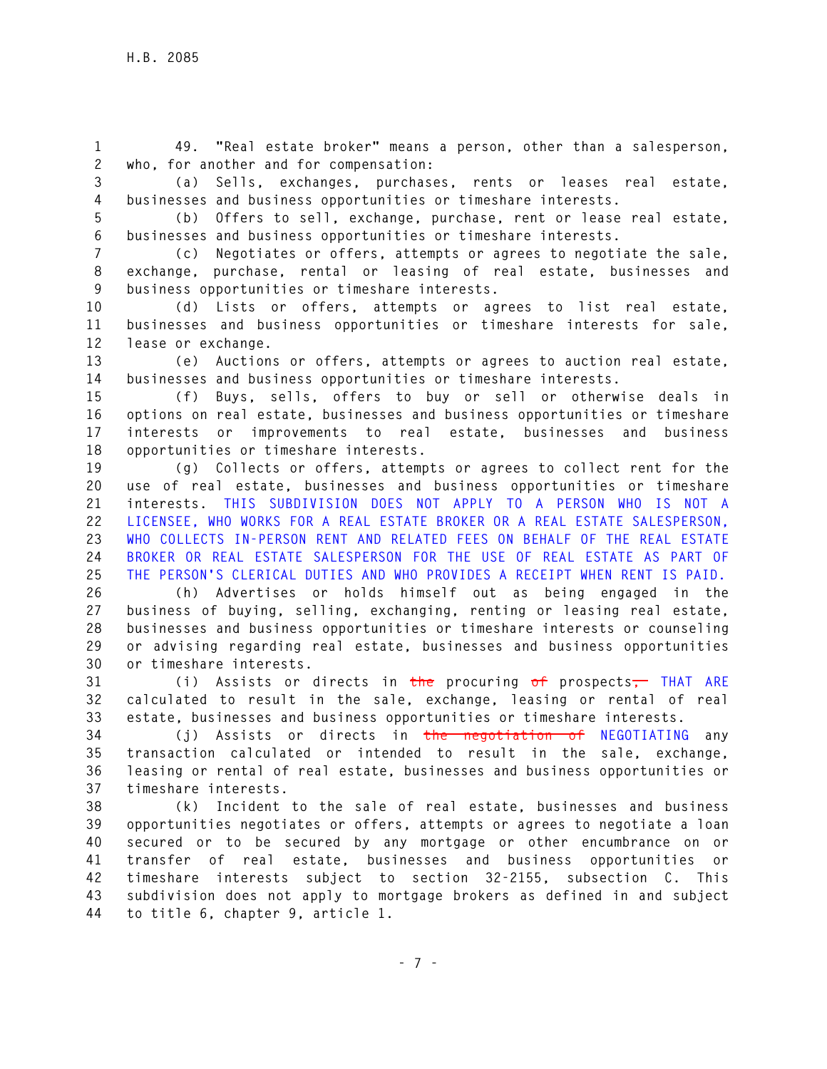49. "Real estate broker" means a person, other than a salesperson, who, for another and for compensation:

(a) Sells, exchanges, purchases, rents or leases real estate, businesses and business opportunities or timeshare interests.

(b) Offers to sell, exchange, purchase, rent or lease real estate, businesses and business opportunities or timeshare interests.

(c) Negotiates or offers, attempts or agrees to negotiate the sale, exchange, purchase, rental or leasing of real estate, businesses and business opportunities or timeshare interests.

(d) Lists or offers, attempts or agrees to list real estate, businesses and business opportunities or timeshare interests for sale, lease or exchange.

(e) Auctions or offers, attempts or agrees to auction real estate, businesses and business opportunities or timeshare interests.

(f) Buys, sells, offers to buy or sell or otherwise deals in options on real estate, businesses and business opportunities or timeshare interests or improvements to real estate, businesses and business opportunities or timeshare interests.

(g) Collects or offers, attempts or agrees to collect rent for the use of real estate, businesses and business opportunities or timeshare interests. THIS SUBDIVISION DOES NOT APPLY TO A PERSON WHO IS NOT A LICENSEE, WHO WORKS FOR A REAL ESTATE BROKER OR A REAL ESTATE SALESPERSON, WHO COLLECTS IN-PERSON RENT AND RELATED FEES ON BEHALF OF THE REAL ESTATE BROKER OR REAL ESTATE SALESPERSON FOR THE USE OF REAL ESTATE AS PART OF THE PERSON'S CLERICAL DUTIES AND WHO PROVIDES A RECEIPT WHEN RENT IS PAID.

(h) Advertises or holds himself out as being engaged in the business of buying, selling, exchanging, renting or leasing real estate, businesses and business opportunities or timeshare interests or counseling or advising regarding real estate, businesses and business opportunities or timeshare interests.

(i) Assists or directs in ~~the~~ procuring ~~of~~ prospects~~,~~ THAT ARE calculated to result in the sale, exchange, leasing or rental of real estate, businesses and business opportunities or timeshare interests.

(j) Assists or directs in ~~the negotiation of~~ NEGOTIATING any transaction calculated or intended to result in the sale, exchange, leasing or rental of real estate, businesses and business opportunities or timeshare interests.

(k) Incident to the sale of real estate, businesses and business opportunities negotiates or offers, attempts or agrees to negotiate a loan secured or to be secured by any mortgage or other encumbrance on or transfer of real estate, businesses and business opportunities or timeshare interests subject to section 32-2155, subsection C. This subdivision does not apply to mortgage brokers as defined in and subject to title 6, chapter 9, article 1.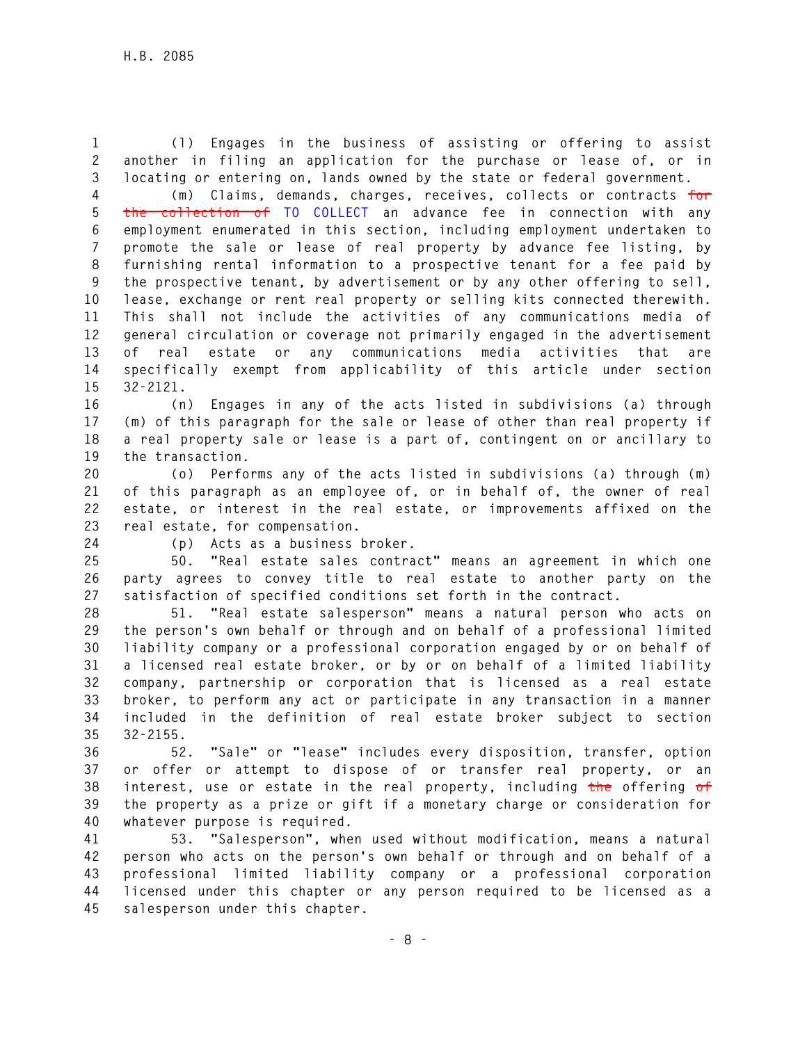(l) Engages in the business of assisting or offering to assist another in filing an application for the purchase or lease of, or in locating or entering on, lands owned by the state or federal government.

(m) Claims, demands, charges, receives, collects or contracts ~~for the collection of~~ TO COLLECT an advance fee in connection with any employment enumerated in this section, including employment undertaken to promote the sale or lease of real property by advance fee listing, by furnishing rental information to a prospective tenant for a fee paid by the prospective tenant, by advertisement or by any other offering to sell, lease, exchange or rent real property or selling kits connected therewith. This shall not include the activities of any communications media of general circulation or coverage not primarily engaged in the advertisement of real estate or any communications media activities that are specifically exempt from applicability of this article under section 32-2121.

(n) Engages in any of the acts listed in subdivisions (a) through (m) of this paragraph for the sale or lease of other than real property if a real property sale or lease is a part of, contingent on or ancillary to the transaction.

(o) Performs any of the acts listed in subdivisions (a) through (m) of this paragraph as an employee of, or in behalf of, the owner of real estate, or interest in the real estate, or improvements affixed on the real estate, for compensation.

(p) Acts as a business broker.

50. "Real estate sales contract" means an agreement in which one party agrees to convey title to real estate to another party on the satisfaction of specified conditions set forth in the contract.

51. "Real estate salesperson" means a natural person who acts on the person's own behalf or through and on behalf of a professional limited liability company or a professional corporation engaged by or on behalf of a licensed real estate broker, or by or on behalf of a limited liability company, partnership or corporation that is licensed as a real estate broker, to perform any act or participate in any transaction in a manner included in the definition of real estate broker subject to section 32-2155.

52. "Sale" or "lease" includes every disposition, transfer, option or offer or attempt to dispose of or transfer real property, or an interest, use or estate in the real property, including ~~the~~ offering ~~of~~ the property as a prize or gift if a monetary charge or consideration for whatever purpose is required.

53. "Salesperson", when used without modification, means a natural person who acts on the person's own behalf or through and on behalf of a professional limited liability company or a professional corporation licensed under this chapter or any person required to be licensed as a salesperson under this chapter.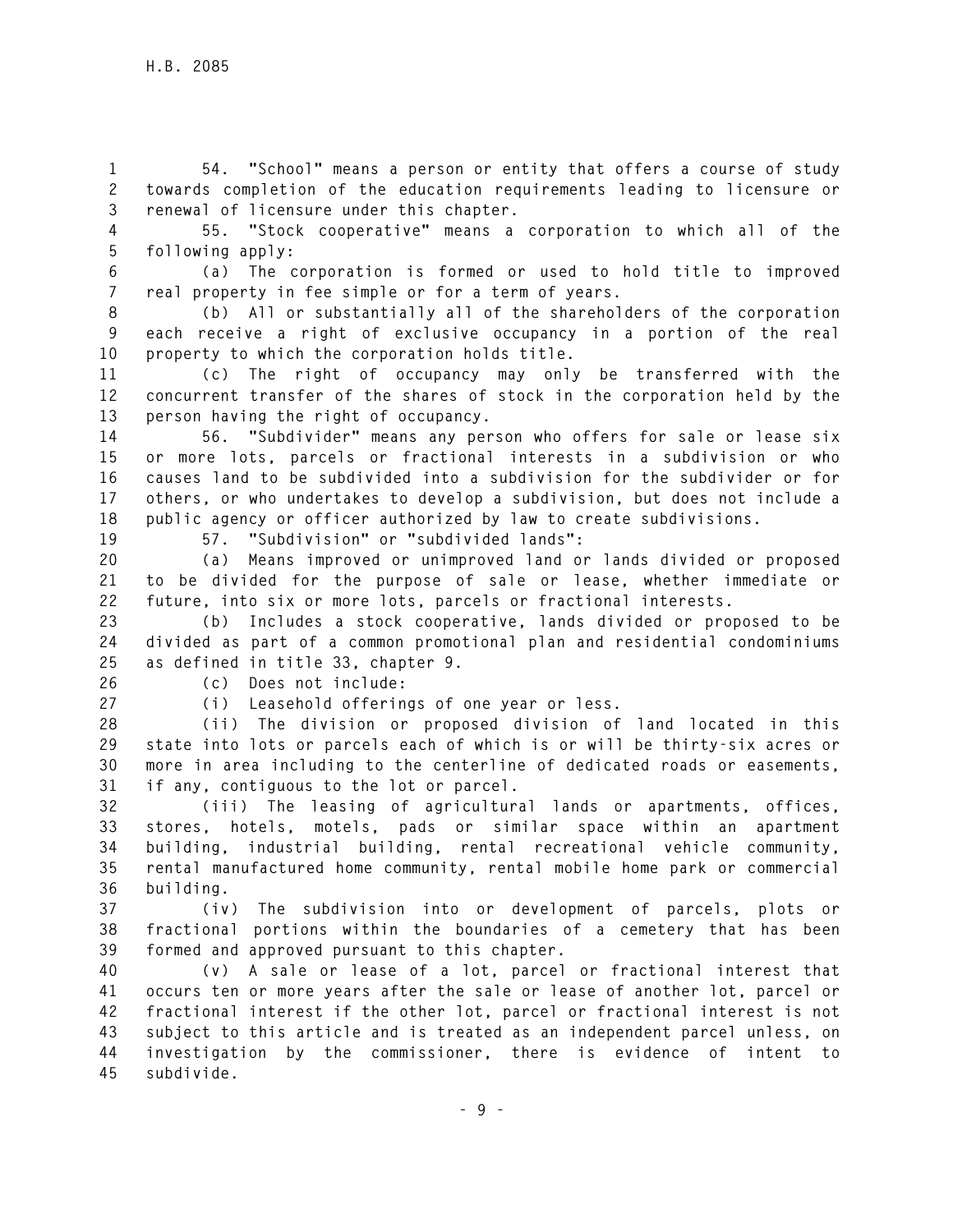54. "School" means a person or entity that offers a course of study towards completion of the education requirements leading to licensure or renewal of licensure under this chapter.

55. "Stock cooperative" means a corporation to which all of the following apply:

(a) The corporation is formed or used to hold title to improved real property in fee simple or for a term of years.

(b) All or substantially all of the shareholders of the corporation each receive a right of exclusive occupancy in a portion of the real property to which the corporation holds title.

(c) The right of occupancy may only be transferred with the concurrent transfer of the shares of stock in the corporation held by the person having the right of occupancy.

56. "Subdivider" means any person who offers for sale or lease six or more lots, parcels or fractional interests in a subdivision or who causes land to be subdivided into a subdivision for the subdivider or for others, or who undertakes to develop a subdivision, but does not include a public agency or officer authorized by law to create subdivisions.

57. "Subdivision" or "subdivided lands":

(a) Means improved or unimproved land or lands divided or proposed to be divided for the purpose of sale or lease, whether immediate or future, into six or more lots, parcels or fractional interests.

(b) Includes a stock cooperative, lands divided or proposed to be divided as part of a common promotional plan and residential condominiums as defined in title 33, chapter 9.

(c) Does not include:

(i) Leasehold offerings of one year or less.

(ii) The division or proposed division of land located in this state into lots or parcels each of which is or will be thirty-six acres or more in area including to the centerline of dedicated roads or easements, if any, contiguous to the lot or parcel.

(iii) The leasing of agricultural lands or apartments, offices, stores, hotels, motels, pads or similar space within an apartment building, industrial building, rental recreational vehicle community, rental manufactured home community, rental mobile home park or commercial building.

(iv) The subdivision into or development of parcels, plots or fractional portions within the boundaries of a cemetery that has been formed and approved pursuant to this chapter.

(v) A sale or lease of a lot, parcel or fractional interest that occurs ten or more years after the sale or lease of another lot, parcel or fractional interest if the other lot, parcel or fractional interest is not subject to this article and is treated as an independent parcel unless, on investigation by the commissioner, there is evidence of intent to subdivide.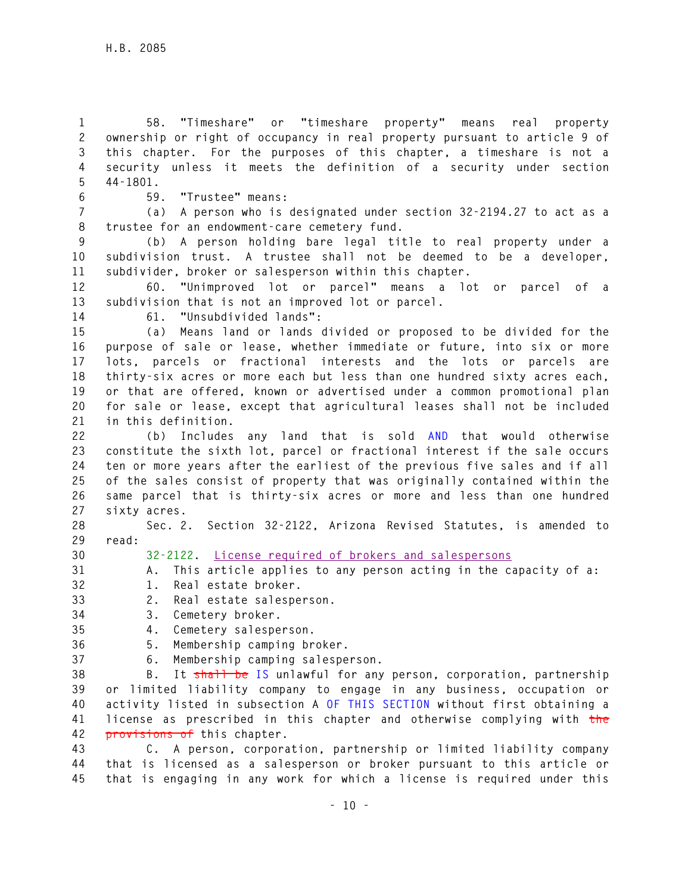58. "Timeshare" or "timeshare property" means real property ownership or right of occupancy in real property pursuant to article 9 of this chapter. For the purposes of this chapter, a timeshare is not a security unless it meets the definition of a security under section 44-1801.

59. "Trustee" means:

(a) A person who is designated under section 32-2194.27 to act as a trustee for an endowment-care cemetery fund.

(b) A person holding bare legal title to real property under a subdivision trust. A trustee shall not be deemed to be a developer, subdivider, broker or salesperson within this chapter.

60. "Unimproved lot or parcel" means a lot or parcel of a subdivision that is not an improved lot or parcel.

61. "Unsubdivided lands":

(a) Means land or lands divided or proposed to be divided for the purpose of sale or lease, whether immediate or future, into six or more lots, parcels or fractional interests and the lots or parcels are thirty-six acres or more each but less than one hundred sixty acres each, or that are offered, known or advertised under a common promotional plan for sale or lease, except that agricultural leases shall not be included in this definition.

(b) Includes any land that is sold AND that would otherwise constitute the sixth lot, parcel or fractional interest if the sale occurs ten or more years after the earliest of the previous five sales and if all of the sales consist of property that was originally contained within the same parcel that is thirty-six acres or more and less than one hundred sixty acres.

Sec. 2. Section 32-2122, Arizona Revised Statutes, is amended to read:

32-2122. License required of brokers and salespersons

A. This article applies to any person acting in the capacity of a:

1. Real estate broker.

2. Real estate salesperson.

3. Cemetery broker.

4. Cemetery salesperson.

5. Membership camping broker.

6. Membership camping salesperson.

B. It ~~shall be~~ IS unlawful for any person, corporation, partnership or limited liability company to engage in any business, occupation or activity listed in subsection A OF THIS SECTION without first obtaining a license as prescribed in this chapter and otherwise complying with ~~the provisions of~~ this chapter.

C. A person, corporation, partnership or limited liability company that is licensed as a salesperson or broker pursuant to this article or that is engaging in any work for which a license is required under this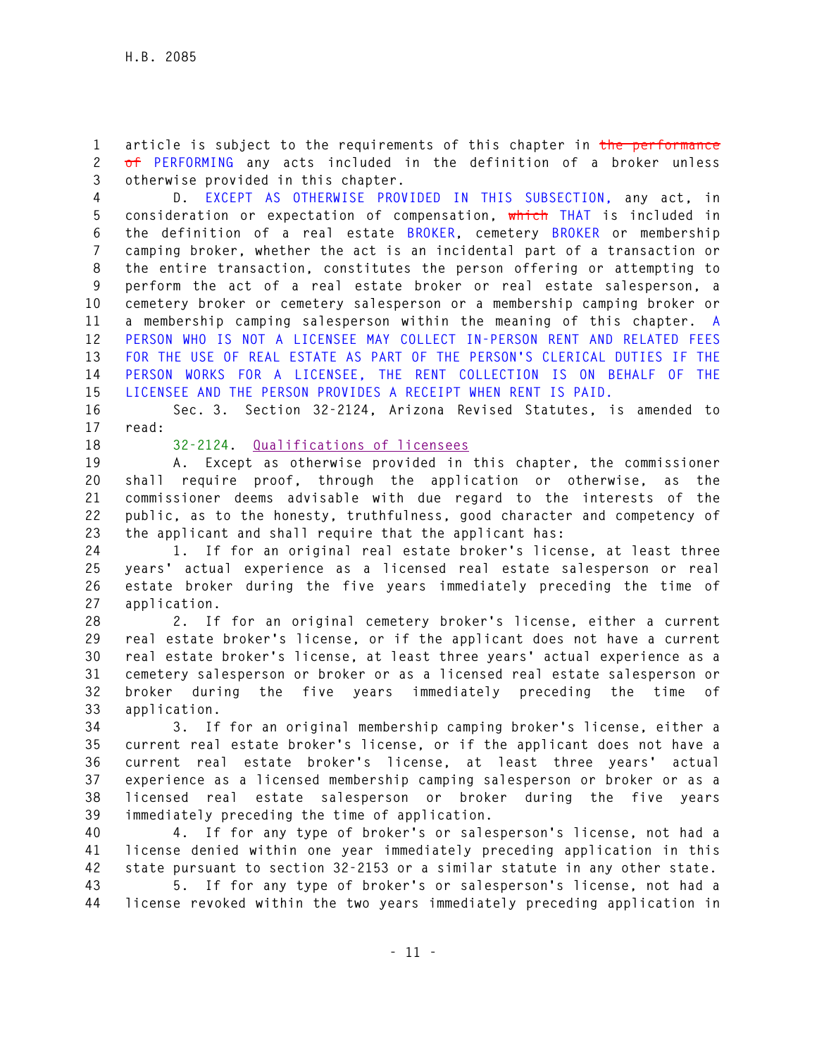article is subject to the requirements of this chapter in ~~the performance of~~ PERFORMING any acts included in the definition of a broker unless otherwise provided in this chapter.

D. EXCEPT AS OTHERWISE PROVIDED IN THIS SUBSECTION, any act, in consideration or expectation of compensation, ~~which~~ THAT is included in the definition of a real estate BROKER, cemetery BROKER or membership camping broker, whether the act is an incidental part of a transaction or the entire transaction, constitutes the person offering or attempting to perform the act of a real estate broker or real estate salesperson, a cemetery broker or cemetery salesperson or a membership camping broker or a membership camping salesperson within the meaning of this chapter. A PERSON WHO IS NOT A LICENSEE MAY COLLECT IN-PERSON RENT AND RELATED FEES FOR THE USE OF REAL ESTATE AS PART OF THE PERSON'S CLERICAL DUTIES IF THE PERSON WORKS FOR A LICENSEE, THE RENT COLLECTION IS ON BEHALF OF THE LICENSEE AND THE PERSON PROVIDES A RECEIPT WHEN RENT IS PAID.

Sec. 3. Section 32-2124, Arizona Revised Statutes, is amended to read:

32-2124. Qualifications of licensees

A. Except as otherwise provided in this chapter, the commissioner shall require proof, through the application or otherwise, as the commissioner deems advisable with due regard to the interests of the public, as to the honesty, truthfulness, good character and competency of the applicant and shall require that the applicant has:

1. If for an original real estate broker's license, at least three years' actual experience as a licensed real estate salesperson or real estate broker during the five years immediately preceding the time of application.

2. If for an original cemetery broker's license, either a current real estate broker's license, or if the applicant does not have a current real estate broker's license, at least three years' actual experience as a cemetery salesperson or broker or as a licensed real estate salesperson or broker during the five years immediately preceding the time of application.

3. If for an original membership camping broker's license, either a current real estate broker's license, or if the applicant does not have a current real estate broker's license, at least three years' actual experience as a licensed membership camping salesperson or broker or as a licensed real estate salesperson or broker during the five years immediately preceding the time of application.

4. If for any type of broker's or salesperson's license, not had a license denied within one year immediately preceding application in this state pursuant to section 32-2153 or a similar statute in any other state.

5. If for any type of broker's or salesperson's license, not had a license revoked within the two years immediately preceding application in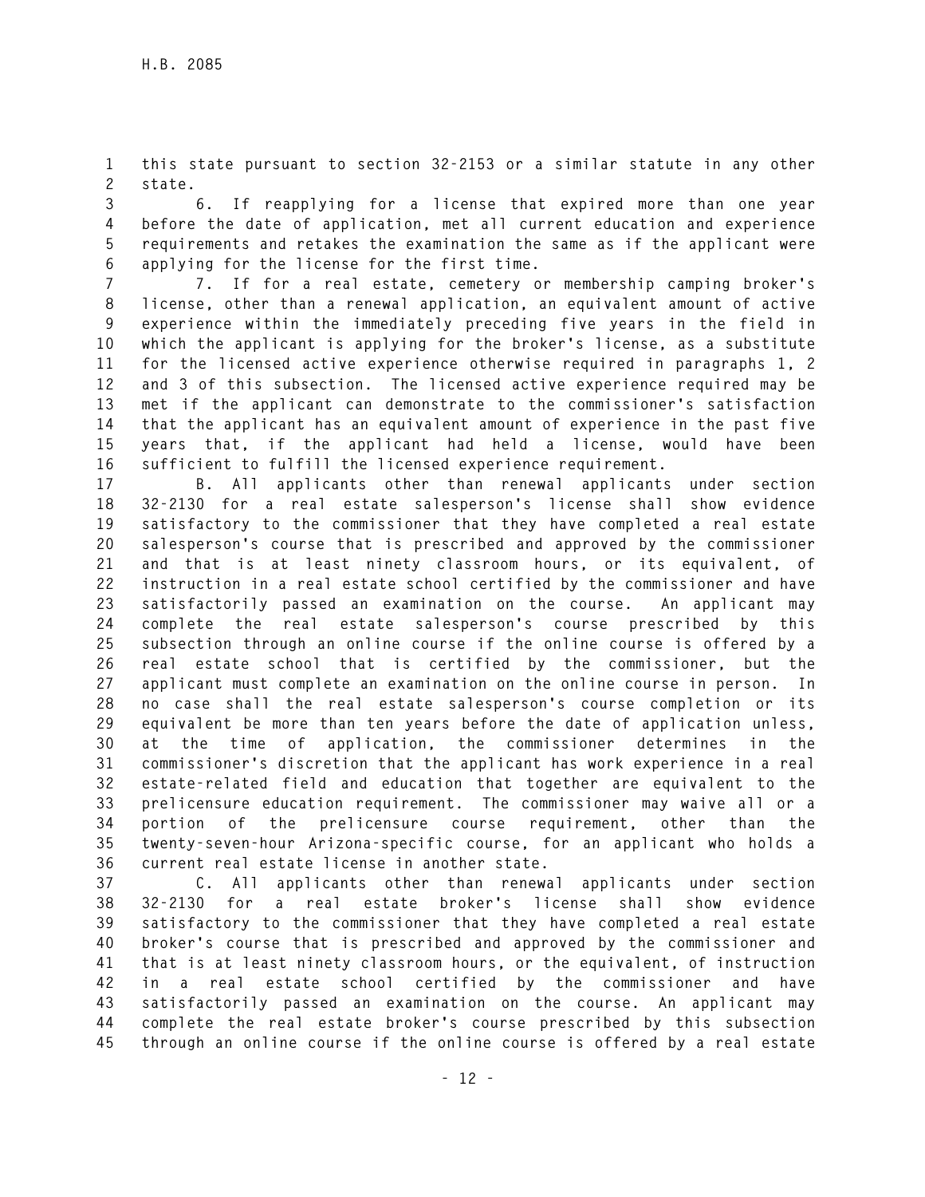this state pursuant to section 32-2153 or a similar statute in any other state.

6. If reapplying for a license that expired more than one year before the date of application, met all current education and experience requirements and retakes the examination the same as if the applicant were applying for the license for the first time.

7. If for a real estate, cemetery or membership camping broker's license, other than a renewal application, an equivalent amount of active experience within the immediately preceding five years in the field in which the applicant is applying for the broker's license, as a substitute for the licensed active experience otherwise required in paragraphs 1, 2 and 3 of this subsection. The licensed active experience required may be met if the applicant can demonstrate to the commissioner's satisfaction that the applicant has an equivalent amount of experience in the past five years that, if the applicant had held a license, would have been sufficient to fulfill the licensed experience requirement.

B. All applicants other than renewal applicants under section 32-2130 for a real estate salesperson's license shall show evidence satisfactory to the commissioner that they have completed a real estate salesperson's course that is prescribed and approved by the commissioner and that is at least ninety classroom hours, or its equivalent, of instruction in a real estate school certified by the commissioner and have satisfactorily passed an examination on the course. An applicant may complete the real estate salesperson's course prescribed by this subsection through an online course if the online course is offered by a real estate school that is certified by the commissioner, but the applicant must complete an examination on the online course in person. In no case shall the real estate salesperson's course completion or its equivalent be more than ten years before the date of application unless, at the time of application, the commissioner determines in the commissioner's discretion that the applicant has work experience in a real estate-related field and education that together are equivalent to the prelicensure education requirement. The commissioner may waive all or a portion of the prelicensure course requirement, other than the twenty-seven-hour Arizona-specific course, for an applicant who holds a current real estate license in another state.

C. All applicants other than renewal applicants under section 32-2130 for a real estate broker's license shall show evidence satisfactory to the commissioner that they have completed a real estate broker's course that is prescribed and approved by the commissioner and that is at least ninety classroom hours, or the equivalent, of instruction in a real estate school certified by the commissioner and have satisfactorily passed an examination on the course. An applicant may complete the real estate broker's course prescribed by this subsection through an online course if the online course is offered by a real estate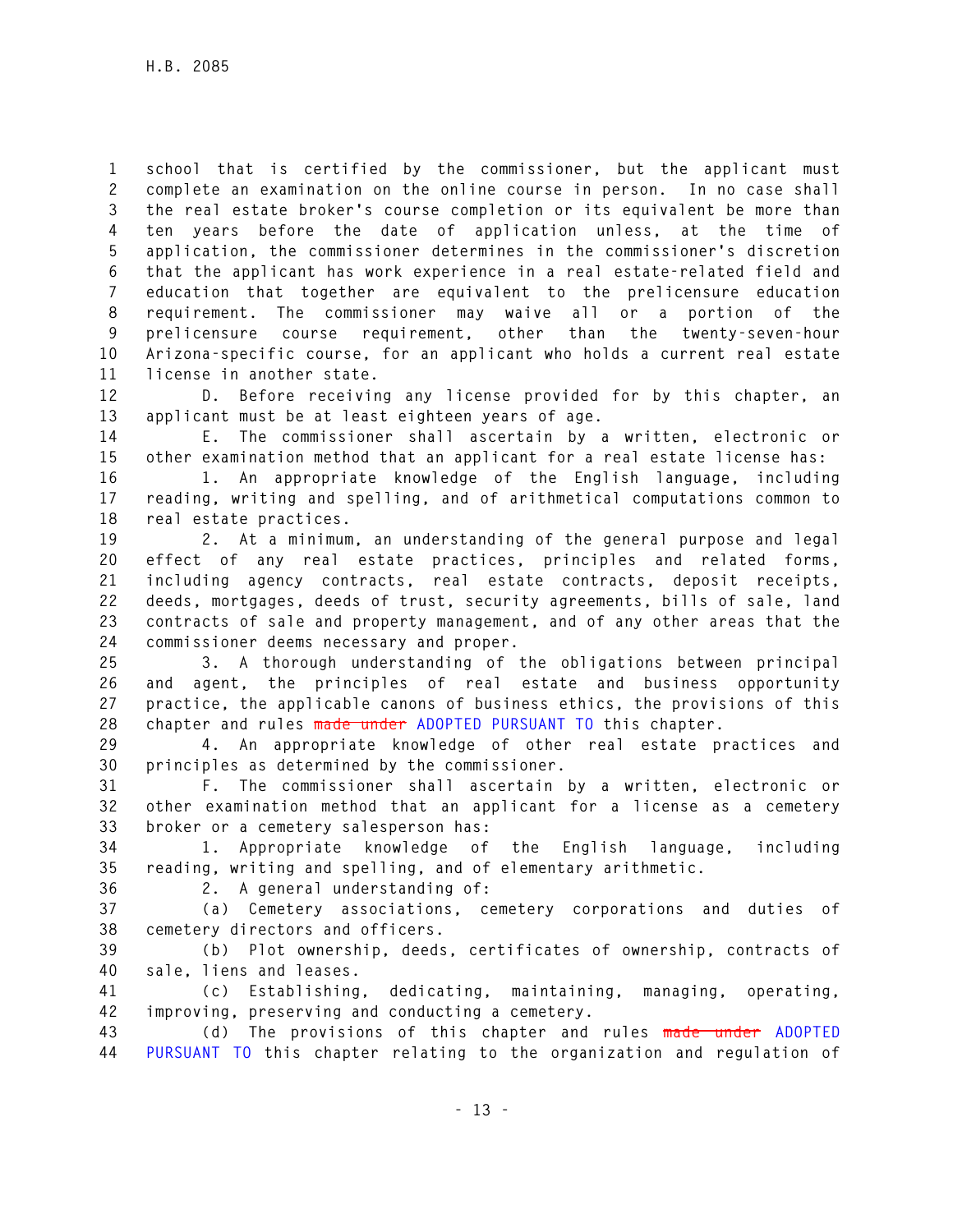school that is certified by the commissioner, but the applicant must complete an examination on the online course in person. In no case shall the real estate broker's course completion or its equivalent be more than ten years before the date of application unless, at the time of application, the commissioner determines in the commissioner's discretion that the applicant has work experience in a real estate-related field and education that together are equivalent to the prelicensure education requirement. The commissioner may waive all or a portion of the prelicensure course requirement, other than the twenty-seven-hour Arizona-specific course, for an applicant who holds a current real estate license in another state.

D. Before receiving any license provided for by this chapter, an applicant must be at least eighteen years of age.

E. The commissioner shall ascertain by a written, electronic or other examination method that an applicant for a real estate license has:

1. An appropriate knowledge of the English language, including reading, writing and spelling, and of arithmetical computations common to real estate practices.

2. At a minimum, an understanding of the general purpose and legal effect of any real estate practices, principles and related forms, including agency contracts, real estate contracts, deposit receipts, deeds, mortgages, deeds of trust, security agreements, bills of sale, land contracts of sale and property management, and of any other areas that the commissioner deems necessary and proper.

3. A thorough understanding of the obligations between principal and agent, the principles of real estate and business opportunity practice, the applicable canons of business ethics, the provisions of this chapter and rules ~~made under~~ ADOPTED PURSUANT TO this chapter.

4. An appropriate knowledge of other real estate practices and principles as determined by the commissioner.

F. The commissioner shall ascertain by a written, electronic or other examination method that an applicant for a license as a cemetery broker or a cemetery salesperson has:

1. Appropriate knowledge of the English language, including reading, writing and spelling, and of elementary arithmetic.

2. A general understanding of:

(a) Cemetery associations, cemetery corporations and duties of cemetery directors and officers.

(b) Plot ownership, deeds, certificates of ownership, contracts of sale, liens and leases.

(c) Establishing, dedicating, maintaining, managing, operating, improving, preserving and conducting a cemetery.

(d) The provisions of this chapter and rules ~~made under~~ ADOPTED PURSUANT TO this chapter relating to the organization and regulation of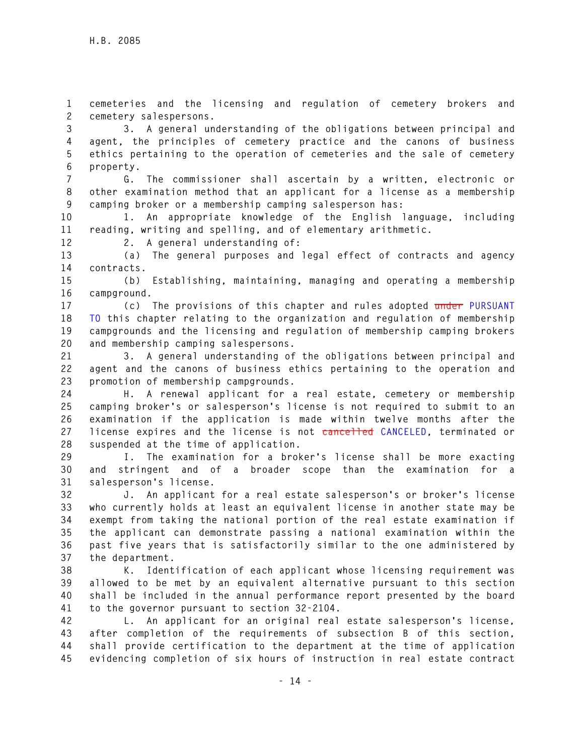cemeteries and the licensing and regulation of cemetery brokers and cemetery salespersons.

3. A general understanding of the obligations between principal and agent, the principles of cemetery practice and the canons of business ethics pertaining to the operation of cemeteries and the sale of cemetery property.

G. The commissioner shall ascertain by a written, electronic or other examination method that an applicant for a license as a membership camping broker or a membership camping salesperson has:

1. An appropriate knowledge of the English language, including reading, writing and spelling, and of elementary arithmetic.

2. A general understanding of:

(a) The general purposes and legal effect of contracts and agency contracts.

(b) Establishing, maintaining, managing and operating a membership campground.

(c) The provisions of this chapter and rules adopted ~~under~~ PURSUANT TO this chapter relating to the organization and regulation of membership campgrounds and the licensing and regulation of membership camping brokers and membership camping salespersons.

3. A general understanding of the obligations between principal and agent and the canons of business ethics pertaining to the operation and promotion of membership campgrounds.

H. A renewal applicant for a real estate, cemetery or membership camping broker's or salesperson's license is not required to submit to an examination if the application is made within twelve months after the license expires and the license is not ~~cancelled~~ CANCELED, terminated or suspended at the time of application.

I. The examination for a broker's license shall be more exacting and stringent and of a broader scope than the examination for a salesperson's license.

J. An applicant for a real estate salesperson's or broker's license who currently holds at least an equivalent license in another state may be exempt from taking the national portion of the real estate examination if the applicant can demonstrate passing a national examination within the past five years that is satisfactorily similar to the one administered by the department.

K. Identification of each applicant whose licensing requirement was allowed to be met by an equivalent alternative pursuant to this section shall be included in the annual performance report presented by the board to the governor pursuant to section 32-2104.

L. An applicant for an original real estate salesperson's license, after completion of the requirements of subsection B of this section, shall provide certification to the department at the time of application evidencing completion of six hours of instruction in real estate contract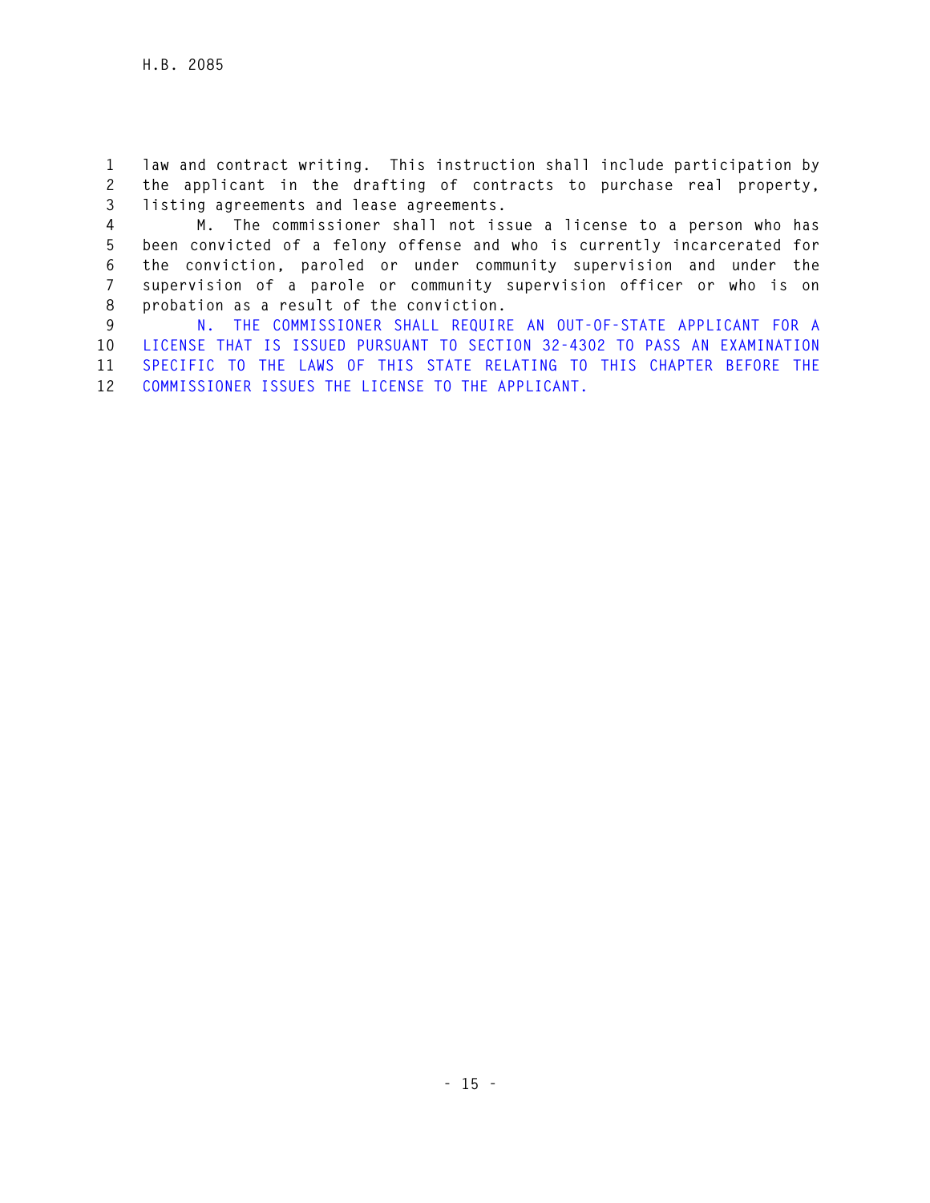law and contract writing. This instruction shall include participation by the applicant in the drafting of contracts to purchase real property, listing agreements and lease agreements.

M. The commissioner shall not issue a license to a person who has been convicted of a felony offense and who is currently incarcerated for the conviction, paroled or under community supervision and under the supervision of a parole or community supervision officer or who is on probation as a result of the conviction.

N. THE COMMISSIONER SHALL REQUIRE AN OUT-OF-STATE APPLICANT FOR A LICENSE THAT IS ISSUED PURSUANT TO SECTION 32-4302 TO PASS AN EXAMINATION SPECIFIC TO THE LAWS OF THIS STATE RELATING TO THIS CHAPTER BEFORE THE COMMISSIONER ISSUES THE LICENSE TO THE APPLICANT.